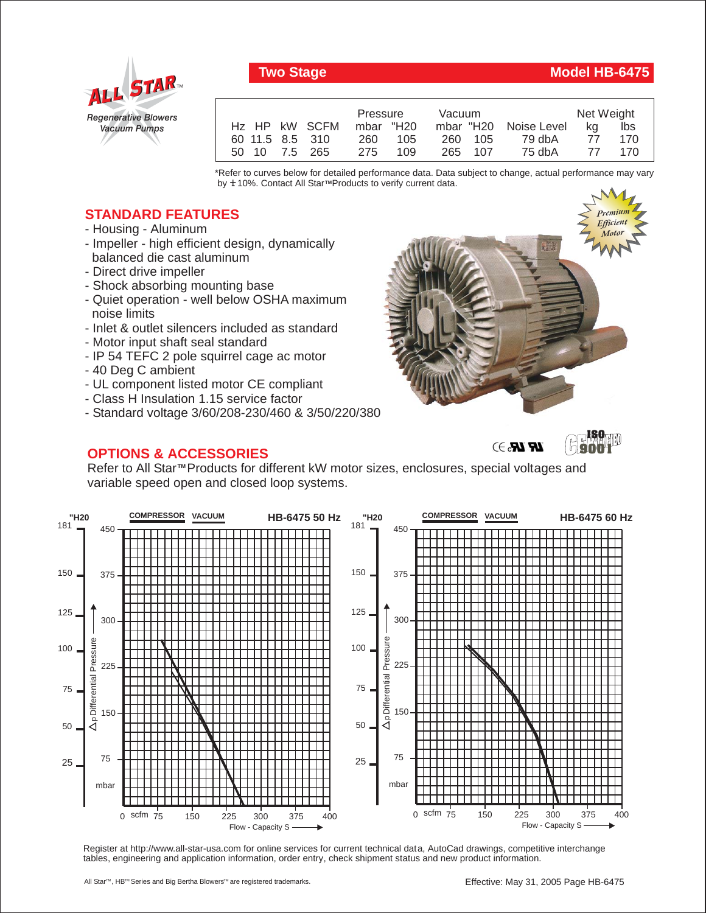ALL STAR™
Regenerative Blowers
Vacuum Pumps

## Two Stage — Model HB-6475

| Hz | HP | kW | SCFM | Pressure mbar | Pressure "H20 | Vacuum mbar | Vacuum "H20 | Noise Level | Net Weight kg | Net Weight lbs |
|---|---|---|---|---|---|---|---|---|---|---|
| 60 | 11.5 | 8.5 | 310 | 260 | 105 | 260 | 105 | 79 dbA | 77 | 170 |
| 50 | 10 | 7.5 | 265 | 275 | 109 | 265 | 107 | 75 dbA | 77 | 170 |

*Refer to curves below for detailed performance data. Data subject to change, actual performance may vary by ± 10%. Contact All Star™ Products to verify current data.

## STANDARD FEATURES

- Housing - Aluminum
- Impeller - high efficient design, dynamically balanced die cast aluminum
- Direct drive impeller
- Shock absorbing mounting base
- Quiet operation - well below OSHA maximum noise limits
- Inlet & outlet silencers included as standard
- Motor input shaft seal standard
- IP 54 TEFC 2 pole squirrel cage ac motor
- 40 Deg C ambient
- UL component listed motor CE compliant
- Class H Insulation 1.15 service factor
- Standard voltage 3/60/208-230/460 & 3/50/220/380

Premium Efficient Motor

## OPTIONS & ACCESSORIES

Refer to All Star™ Products for different kW motor sizes, enclosures, special voltages and variable speed open and closed loop systems.

**HB-6475 50 Hz** — COMPRESSOR / VACUUM — Δp Differential Pressure ("H20: 25, 50, 75, 100, 125, 150, 181; mbar: 75, 150, 225, 300, 375, 450) vs. Flow - Capacity S (scfm: 0, 75, 150, 225, 300, 375, 400)

**HB-6475 60 Hz** — COMPRESSOR / VACUUM — Δp Differential Pressure ("H20: 25, 50, 75, 100, 125, 150, 181; mbar: 75, 150, 225, 300, 375, 450) vs. Flow - Capacity S (scfm: 0, 75, 150, 225, 300, 375, 400)

Register at http://www.all-star-usa.com for online services for current technical data, AutoCad drawings, competitive interchange tables, engineering and application information, order entry, check shipment status and new product information.

All Star™, HB™ Series and Big Bertha Blowers™ are registered trademarks.

Effective: May 31, 2005 Page HB-6475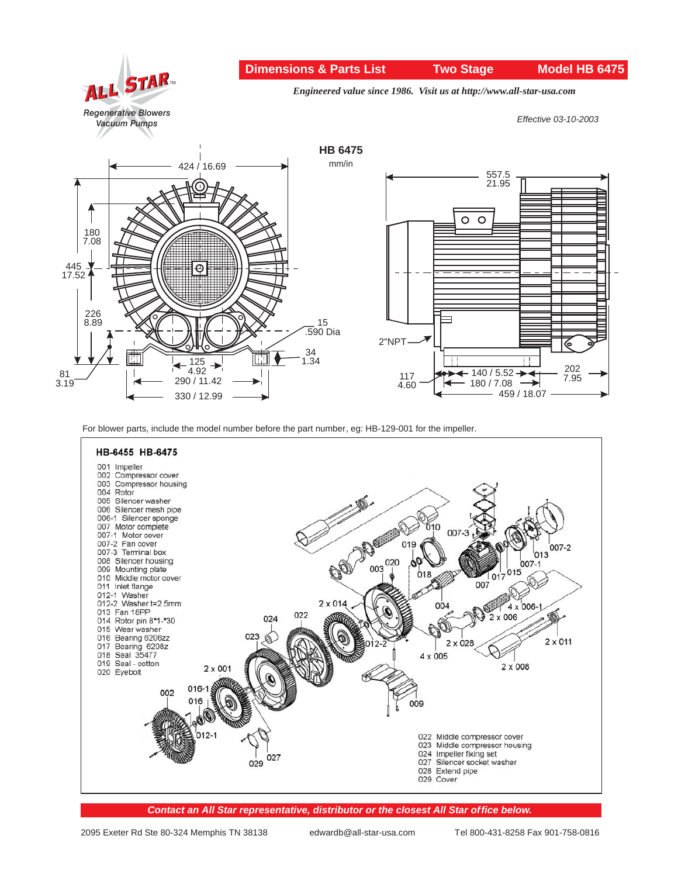# Dimensions & Parts List — Two Stage — Model HB 6475

ALL STAR™ Regenerative Blowers Vacuum Pumps

*Engineered value since 1986. Visit us at http://www.all-star-usa.com*

*Effective 03-10-2003*

## HB 6475

mm/in

424 / 16.69
180
7.08
445
17.52
226
8.89
15
.590 Dia
34
1.34
125
4.92
290 / 11.42
330 / 12.99
81
3.19
557.5
21.95
2"NPT
117
4.60
140 / 5.52
180 / 7.08
459 / 18.07
202
7.95

For blower parts, include the model number before the part number, eg: HB-129-001 for the impeller.

### HB-6455 HB-6475

- 001 Impeller
- 002 Compressor cover
- 003 Compressor housing
- 004 Rotor
- 005 Silencer washer
- 006 Silencer mesh pipe
- 006-1 Silencer sponge
- 007 Motor complete
- 007-1 Motor cover
- 007-2 Fan cover
- 007-3 Terminal box
- 008 Silencer housing
- 009 Mounting plate
- 010 Middle motor cover
- 011 Inlet flange
- 012-1 Washer
- 012-2 Washer t=2.5mm
- 013 Fan 18PP
- 014 Rotor pin 8*1-*30
- 015 Wear washer
- 016 Bearing 6206zz
- 017 Bearing 6208z
- 018 Seal 35477
- 019 Seal - cotton
- 020 Eyebolt
- 022 Middle compressor cover
- 023 Middle compressor housing
- 024 Impeller fixing set
- 027 Silencer socket washer
- 028 Extend pipe
- 029 Cover

2 x 001, 002, 003, 004, 4 x 005, 2 x 006, 4 x 006-1, 007, 007-1, 007-2, 007-3, 2 x 008, 009, 010, 2 x 011, 012-1, 012-2, 013, 2 x 014, 015, 016, 016-1, 017, 018, 019, 020, 022, 023, 024, 027, 2 x 028, 029

*Contact an All Star representative, distributor or the closest All Star office below.*

2095 Exeter Rd Ste 80-324 Memphis TN 38138 edwardb@all-star-usa.com Tel 800-431-8258 Fax 901-758-0816